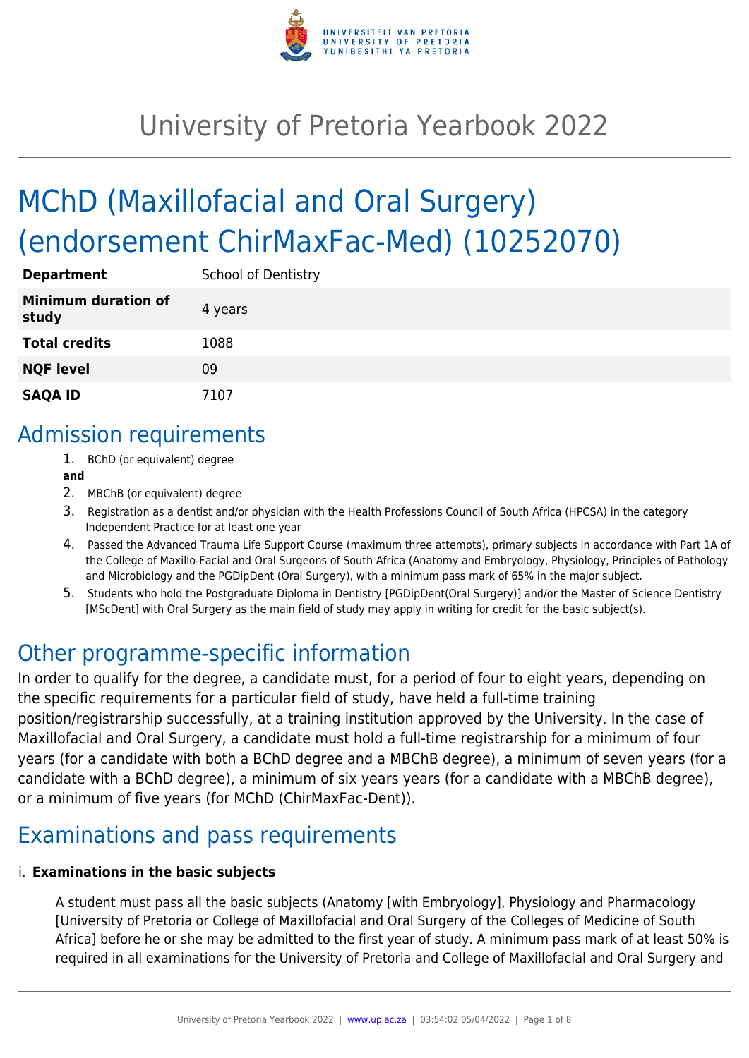# University of Pretoria Yearbook 2022

# MChD (Maxillofacial and Oral Surgery) (endorsement ChirMaxFac-Med) (10252070)

| | |
|---|---|
| **Department** | School of Dentistry |
| **Minimum duration of study** | 4 years |
| **Total credits** | 1088 |
| **NQF level** | 09 |
| **SAQA ID** | 7107 |

## Admission requirements

1. BChD (or equivalent) degree

**and**

2. MBChB (or equivalent) degree
3. Registration as a dentist and/or physician with the Health Professions Council of South Africa (HPCSA) in the category Independent Practice for at least one year
4. Passed the Advanced Trauma Life Support Course (maximum three attempts), primary subjects in accordance with Part 1A of the College of Maxillo-Facial and Oral Surgeons of South Africa (Anatomy and Embryology, Physiology, Principles of Pathology and Microbiology and the PGDipDent (Oral Surgery), with a minimum pass mark of 65% in the major subject.
5. Students who hold the Postgraduate Diploma in Dentistry [PGDipDent(Oral Surgery)] and/or the Master of Science Dentistry [MScDent] with Oral Surgery as the main field of study may apply in writing for credit for the basic subject(s).

## Other programme-specific information

In order to qualify for the degree, a candidate must, for a period of four to eight years, depending on the specific requirements for a particular field of study, have held a full-time training position/registrarship successfully, at a training institution approved by the University. In the case of Maxillofacial and Oral Surgery, a candidate must hold a full-time registrarship for a minimum of four years (for a candidate with both a BChD degree and a MBChB degree), a minimum of seven years (for a candidate with a BChD degree), a minimum of six years years (for a candidate with a MBChB degree), or a minimum of five years (for MChD (ChirMaxFac-Dent)).

## Examinations and pass requirements

i. **Examinations in the basic subjects**

A student must pass all the basic subjects (Anatomy [with Embryology], Physiology and Pharmacology [University of Pretoria or College of Maxillofacial and Oral Surgery of the Colleges of Medicine of South Africa] before he or she may be admitted to the first year of study. A minimum pass mark of at least 50% is required in all examinations for the University of Pretoria and College of Maxillofacial and Oral Surgery and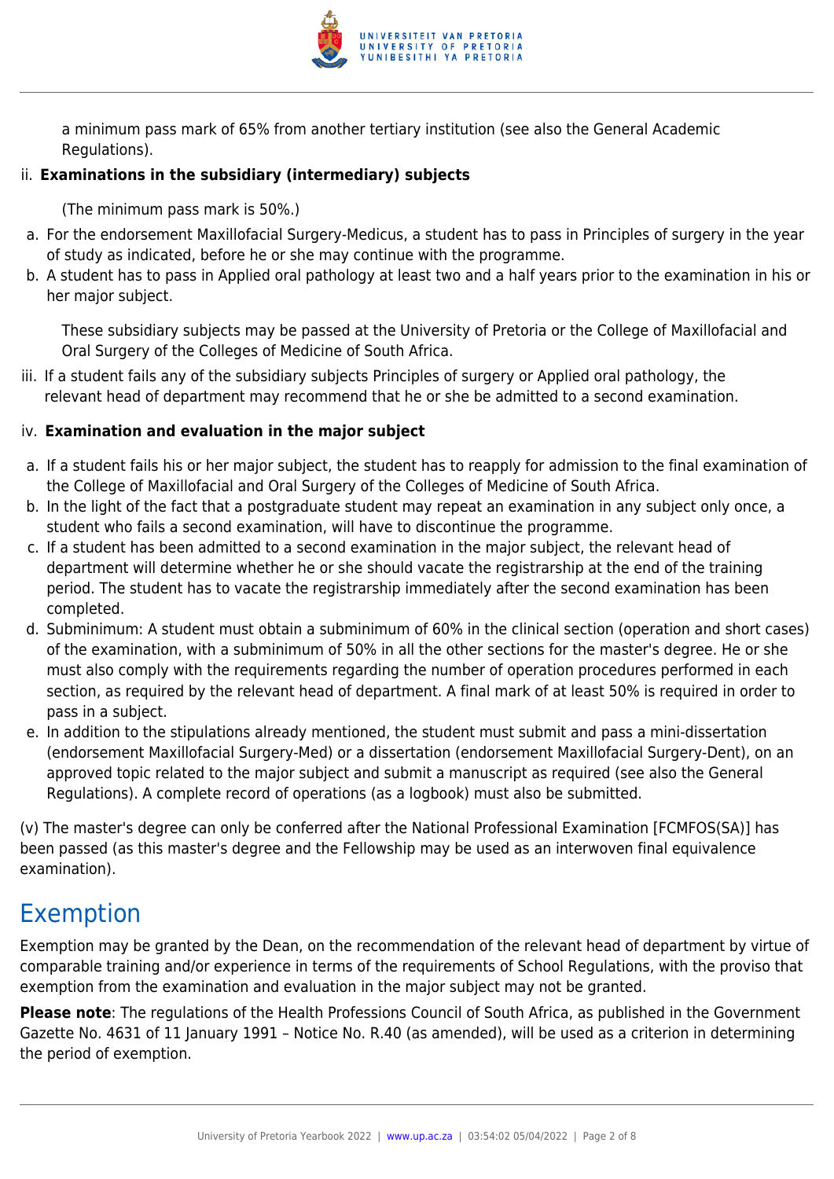a minimum pass mark of 65% from another tertiary institution (see also the General Academic Regulations).

ii. **Examinations in the subsidiary (intermediary) subjects**

(The minimum pass mark is 50%.)

a. For the endorsement Maxillofacial Surgery-Medicus, a student has to pass in Principles of surgery in the year of study as indicated, before he or she may continue with the programme.
b. A student has to pass in Applied oral pathology at least two and a half years prior to the examination in his or her major subject.

These subsidiary subjects may be passed at the University of Pretoria or the College of Maxillofacial and Oral Surgery of the Colleges of Medicine of South Africa.

iii. If a student fails any of the subsidiary subjects Principles of surgery or Applied oral pathology, the relevant head of department may recommend that he or she be admitted to a second examination.

iv. **Examination and evaluation in the major subject**

a. If a student fails his or her major subject, the student has to reapply for admission to the final examination of the College of Maxillofacial and Oral Surgery of the Colleges of Medicine of South Africa.
b. In the light of the fact that a postgraduate student may repeat an examination in any subject only once, a student who fails a second examination, will have to discontinue the programme.
c. If a student has been admitted to a second examination in the major subject, the relevant head of department will determine whether he or she should vacate the registrarship at the end of the training period. The student has to vacate the registrarship immediately after the second examination has been completed.
d. Subminimum: A student must obtain a subminimum of 60% in the clinical section (operation and short cases) of the examination, with a subminimum of 50% in all the other sections for the master's degree. He or she must also comply with the requirements regarding the number of operation procedures performed in each section, as required by the relevant head of department. A final mark of at least 50% is required in order to pass in a subject.
e. In addition to the stipulations already mentioned, the student must submit and pass a mini-dissertation (endorsement Maxillofacial Surgery-Med) or a dissertation (endorsement Maxillofacial Surgery-Dent), on an approved topic related to the major subject and submit a manuscript as required (see also the General Regulations). A complete record of operations (as a logbook) must also be submitted.

(v) The master's degree can only be conferred after the National Professional Examination [FCMFOS(SA)] has been passed (as this master's degree and the Fellowship may be used as an interwoven final equivalence examination).

## Exemption

Exemption may be granted by the Dean, on the recommendation of the relevant head of department by virtue of comparable training and/or experience in terms of the requirements of School Regulations, with the proviso that exemption from the examination and evaluation in the major subject may not be granted.

**Please note**: The regulations of the Health Professions Council of South Africa, as published in the Government Gazette No. 4631 of 11 January 1991 – Notice No. R.40 (as amended), will be used as a criterion in determining the period of exemption.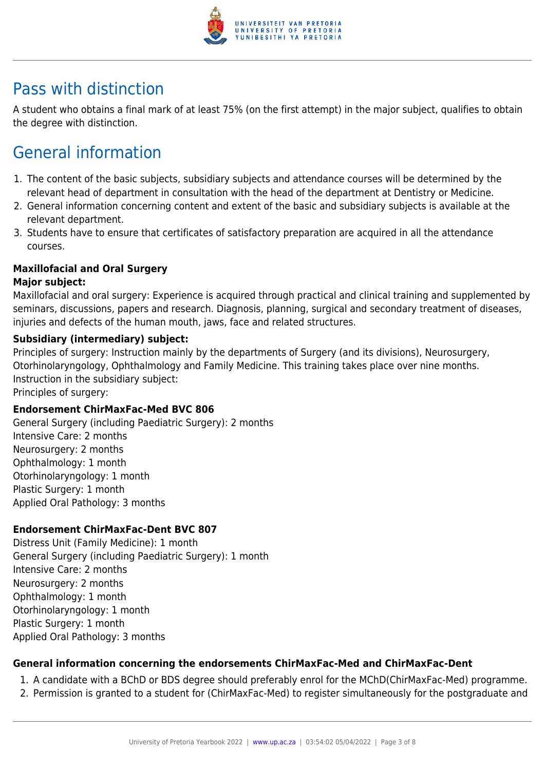## Pass with distinction

A student who obtains a final mark of at least 75% (on the first attempt) in the major subject, qualifies to obtain the degree with distinction.

## General information

1. The content of the basic subjects, subsidiary subjects and attendance courses will be determined by the relevant head of department in consultation with the head of the department at Dentistry or Medicine.
2. General information concerning content and extent of the basic and subsidiary subjects is available at the relevant department.
3. Students have to ensure that certificates of satisfactory preparation are acquired in all the attendance courses.

**Maxillofacial and Oral Surgery**

**Major subject:**

Maxillofacial and oral surgery: Experience is acquired through practical and clinical training and supplemented by seminars, discussions, papers and research. Diagnosis, planning, surgical and secondary treatment of diseases, injuries and defects of the human mouth, jaws, face and related structures.

**Subsidiary (intermediary) subject:**

Principles of surgery: Instruction mainly by the departments of Surgery (and its divisions), Neurosurgery, Otorhinolaryngology, Ophthalmology and Family Medicine. This training takes place over nine months.
Instruction in the subsidiary subject:
Principles of surgery:

**Endorsement ChirMaxFac-Med BVC 806**

General Surgery (including Paediatric Surgery): 2 months
Intensive Care: 2 months
Neurosurgery: 2 months
Ophthalmology: 1 month
Otorhinolaryngology: 1 month
Plastic Surgery: 1 month
Applied Oral Pathology: 3 months

**Endorsement ChirMaxFac-Dent BVC 807**

Distress Unit (Family Medicine): 1 month
General Surgery (including Paediatric Surgery): 1 month
Intensive Care: 2 months
Neurosurgery: 2 months
Ophthalmology: 1 month
Otorhinolaryngology: 1 month
Plastic Surgery: 1 month
Applied Oral Pathology: 3 months

**General information concerning the endorsements ChirMaxFac-Med and ChirMaxFac-Dent**

1. A candidate with a BChD or BDS degree should preferably enrol for the MChD(ChirMaxFac-Med) programme.
2. Permission is granted to a student for (ChirMaxFac-Med) to register simultaneously for the postgraduate and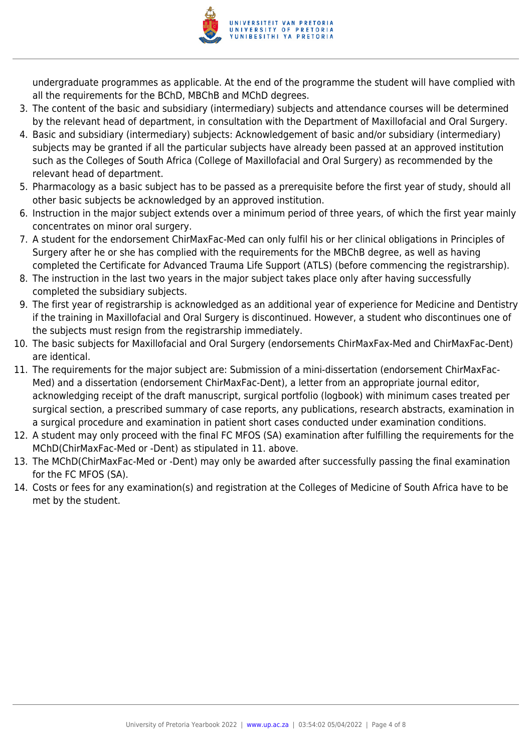undergraduate programmes as applicable. At the end of the programme the student will have complied with all the requirements for the BChD, MBChB and MChD degrees.

3. The content of the basic and subsidiary (intermediary) subjects and attendance courses will be determined by the relevant head of department, in consultation with the Department of Maxillofacial and Oral Surgery.
4. Basic and subsidiary (intermediary) subjects: Acknowledgement of basic and/or subsidiary (intermediary) subjects may be granted if all the particular subjects have already been passed at an approved institution such as the Colleges of South Africa (College of Maxillofacial and Oral Surgery) as recommended by the relevant head of department.
5. Pharmacology as a basic subject has to be passed as a prerequisite before the first year of study, should all other basic subjects be acknowledged by an approved institution.
6. Instruction in the major subject extends over a minimum period of three years, of which the first year mainly concentrates on minor oral surgery.
7. A student for the endorsement ChirMaxFac-Med can only fulfil his or her clinical obligations in Principles of Surgery after he or she has complied with the requirements for the MBChB degree, as well as having completed the Certificate for Advanced Trauma Life Support (ATLS) (before commencing the registrarship).
8. The instruction in the last two years in the major subject takes place only after having successfully completed the subsidiary subjects.
9. The first year of registrarship is acknowledged as an additional year of experience for Medicine and Dentistry if the training in Maxillofacial and Oral Surgery is discontinued. However, a student who discontinues one of the subjects must resign from the registrarship immediately.
10. The basic subjects for Maxillofacial and Oral Surgery (endorsements ChirMaxFax-Med and ChirMaxFac-Dent) are identical.
11. The requirements for the major subject are: Submission of a mini-dissertation (endorsement ChirMaxFac-Med) and a dissertation (endorsement ChirMaxFac-Dent), a letter from an appropriate journal editor, acknowledging receipt of the draft manuscript, surgical portfolio (logbook) with minimum cases treated per surgical section, a prescribed summary of case reports, any publications, research abstracts, examination in a surgical procedure and examination in patient short cases conducted under examination conditions.
12. A student may only proceed with the final FC MFOS (SA) examination after fulfilling the requirements for the MChD(ChirMaxFac-Med or -Dent) as stipulated in 11. above.
13. The MChD(ChirMaxFac-Med or -Dent) may only be awarded after successfully passing the final examination for the FC MFOS (SA).
14. Costs or fees for any examination(s) and registration at the Colleges of Medicine of South Africa have to be met by the student.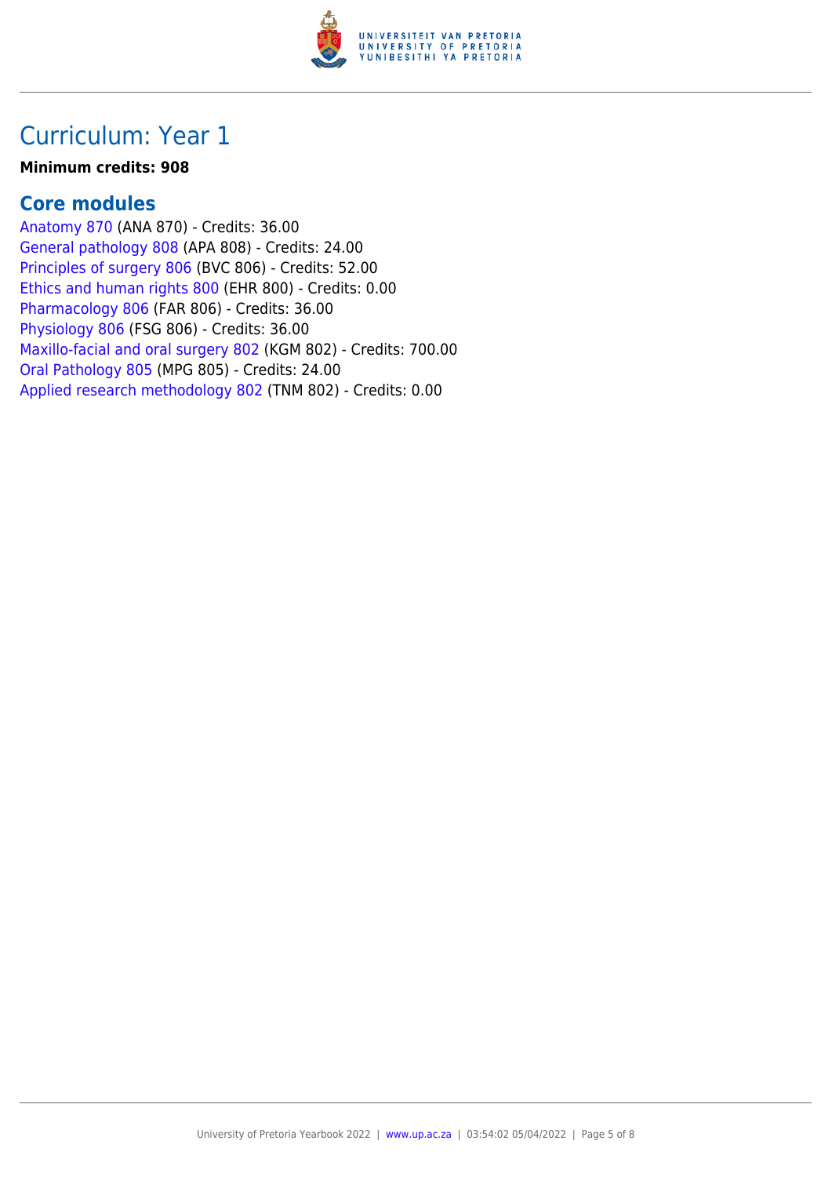# Curriculum: Year 1

**Minimum credits: 908**

## Core modules

Anatomy 870 (ANA 870) - Credits: 36.00
General pathology 808 (APA 808) - Credits: 24.00
Principles of surgery 806 (BVC 806) - Credits: 52.00
Ethics and human rights 800 (EHR 800) - Credits: 0.00
Pharmacology 806 (FAR 806) - Credits: 36.00
Physiology 806 (FSG 806) - Credits: 36.00
Maxillo-facial and oral surgery 802 (KGM 802) - Credits: 700.00
Oral Pathology 805 (MPG 805) - Credits: 24.00
Applied research methodology 802 (TNM 802) - Credits: 0.00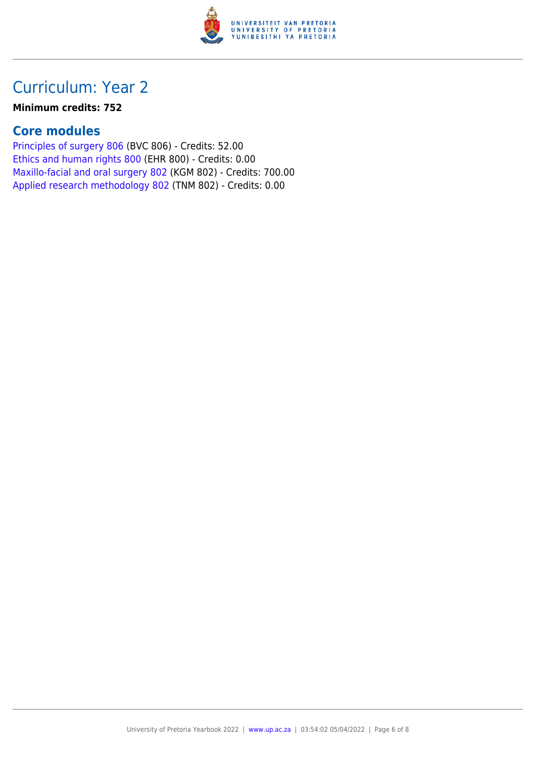## Curriculum: Year 2

**Minimum credits: 752**

### Core modules

Principles of surgery 806 (BVC 806) - Credits: 52.00
Ethics and human rights 800 (EHR 800) - Credits: 0.00
Maxillo-facial and oral surgery 802 (KGM 802) - Credits: 700.00
Applied research methodology 802 (TNM 802) - Credits: 0.00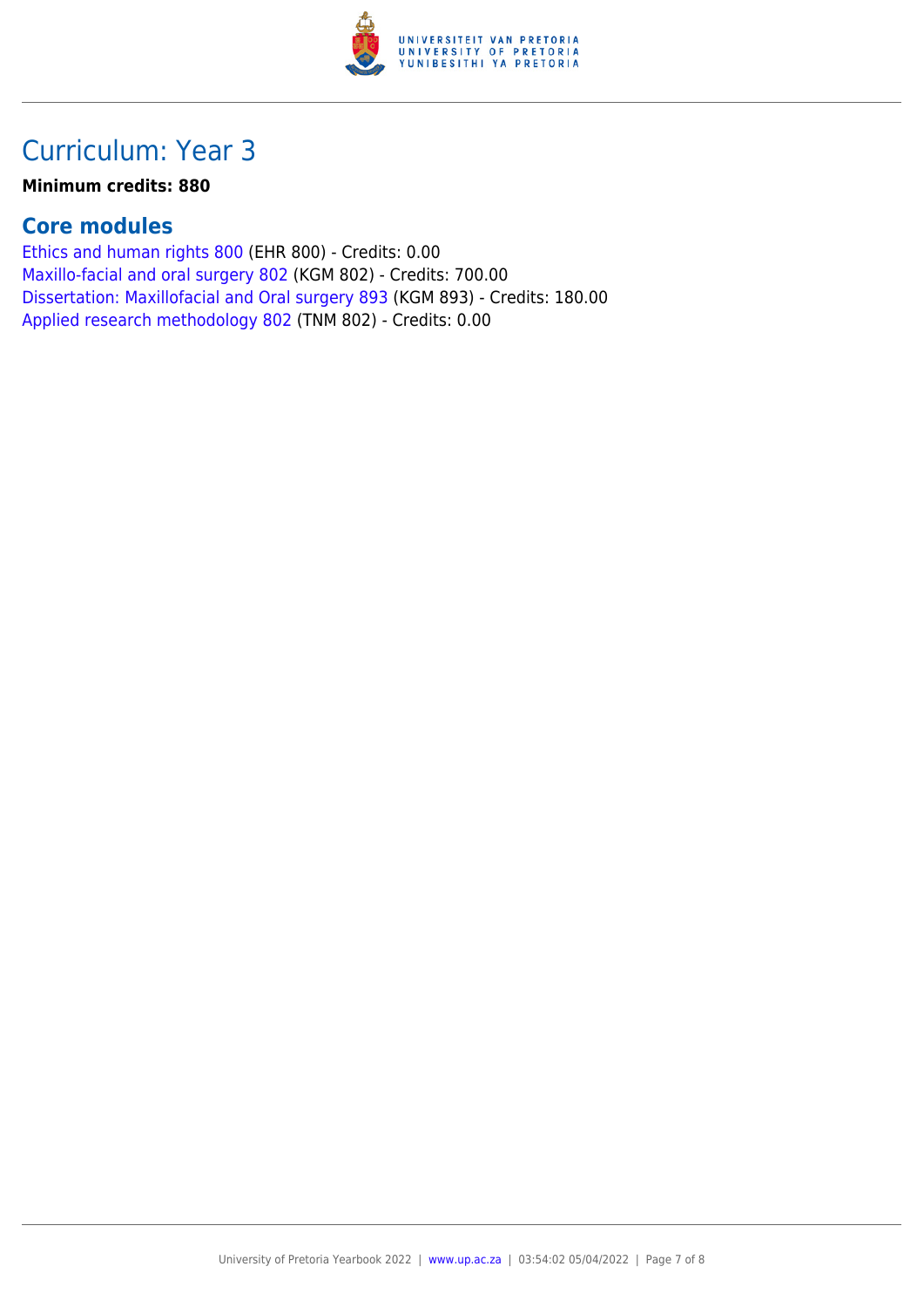## Curriculum: Year 3

**Minimum credits: 880**

### Core modules

Ethics and human rights 800 (EHR 800) - Credits: 0.00
Maxillo-facial and oral surgery 802 (KGM 802) - Credits: 700.00
Dissertation: Maxillofacial and Oral surgery 893 (KGM 893) - Credits: 180.00
Applied research methodology 802 (TNM 802) - Credits: 0.00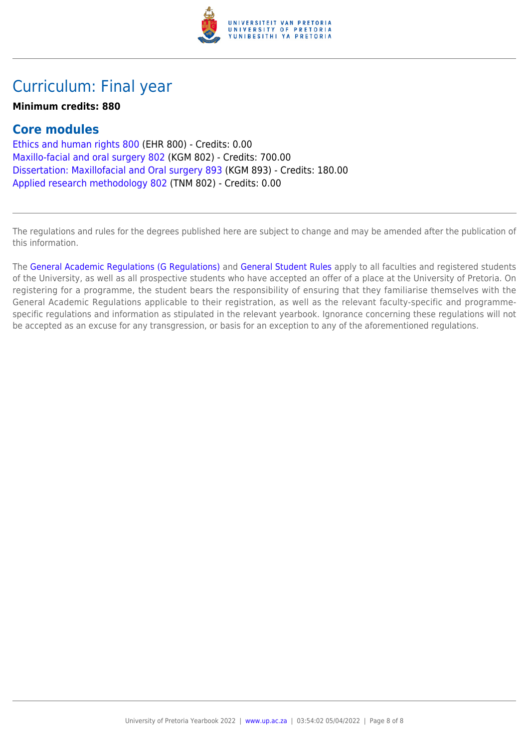# Curriculum: Final year

**Minimum credits: 880**

## Core modules

Ethics and human rights 800 (EHR 800) - Credits: 0.00
Maxillo-facial and oral surgery 802 (KGM 802) - Credits: 700.00
Dissertation: Maxillofacial and Oral surgery 893 (KGM 893) - Credits: 180.00
Applied research methodology 802 (TNM 802) - Credits: 0.00

The regulations and rules for the degrees published here are subject to change and may be amended after the publication of this information.

The General Academic Regulations (G Regulations) and General Student Rules apply to all faculties and registered students of the University, as well as all prospective students who have accepted an offer of a place at the University of Pretoria. On registering for a programme, the student bears the responsibility of ensuring that they familiarise themselves with the General Academic Regulations applicable to their registration, as well as the relevant faculty-specific and programme-specific regulations and information as stipulated in the relevant yearbook. Ignorance concerning these regulations will not be accepted as an excuse for any transgression, or basis for an exception to any of the aforementioned regulations.